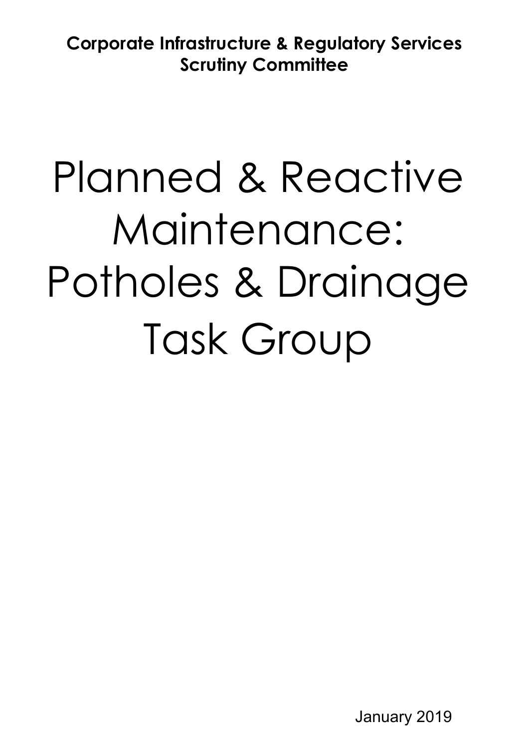**Corporate Infrastructure & Regulatory Services Scrutiny Committee**

# Planned & Reactive Maintenance: Potholes & Drainage Task Group

January 2019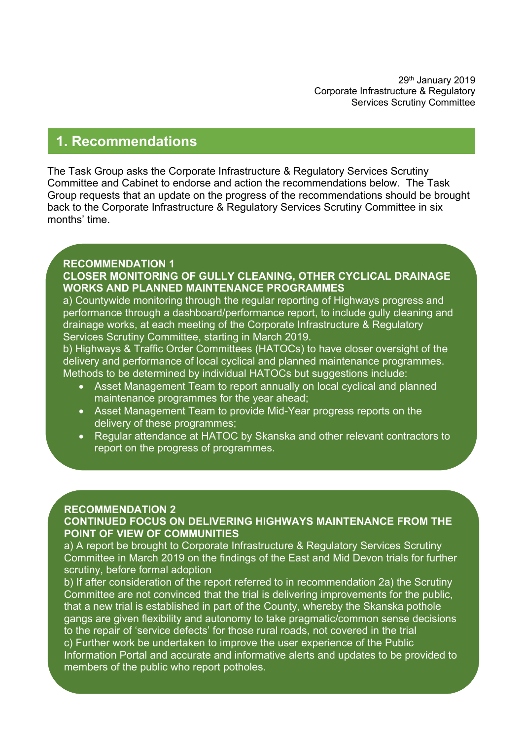29th January 2019
Corporate Infrastructure & Regulatory
Services Scrutiny Committee

## 1. Recommendations

The Task Group asks the Corporate Infrastructure & Regulatory Services Scrutiny Committee and Cabinet to endorse and action the recommendations below. The Task Group requests that an update on the progress of the recommendations should be brought back to the Corporate Infrastructure & Regulatory Services Scrutiny Committee in six months' time.

**RECOMMENDATION 1**
**CLOSER MONITORING OF GULLY CLEANING, OTHER CYCLICAL DRAINAGE WORKS AND PLANNED MAINTENANCE PROGRAMMES**

a) Countywide monitoring through the regular reporting of Highways progress and performance through a dashboard/performance report, to include gully cleaning and drainage works, at each meeting of the Corporate Infrastructure & Regulatory Services Scrutiny Committee, starting in March 2019.

b) Highways & Traffic Order Committees (HATOCs) to have closer oversight of the delivery and performance of local cyclical and planned maintenance programmes. Methods to be determined by individual HATOCs but suggestions include:

- Asset Management Team to report annually on local cyclical and planned maintenance programmes for the year ahead;
- Asset Management Team to provide Mid-Year progress reports on the delivery of these programmes;
- Regular attendance at HATOC by Skanska and other relevant contractors to report on the progress of programmes.

**RECOMMENDATION 2**
**CONTINUED FOCUS ON DELIVERING HIGHWAYS MAINTENANCE FROM THE POINT OF VIEW OF COMMUNITIES**

a) A report be brought to Corporate Infrastructure & Regulatory Services Scrutiny Committee in March 2019 on the findings of the East and Mid Devon trials for further scrutiny, before formal adoption

b) If after consideration of the report referred to in recommendation 2a) the Scrutiny Committee are not convinced that the trial is delivering improvements for the public, that a new trial is established in part of the County, whereby the Skanska pothole gangs are given flexibility and autonomy to take pragmatic/common sense decisions to the repair of 'service defects' for those rural roads, not covered in the trial

c) Further work be undertaken to improve the user experience of the Public Information Portal and accurate and informative alerts and updates to be provided to members of the public who report potholes.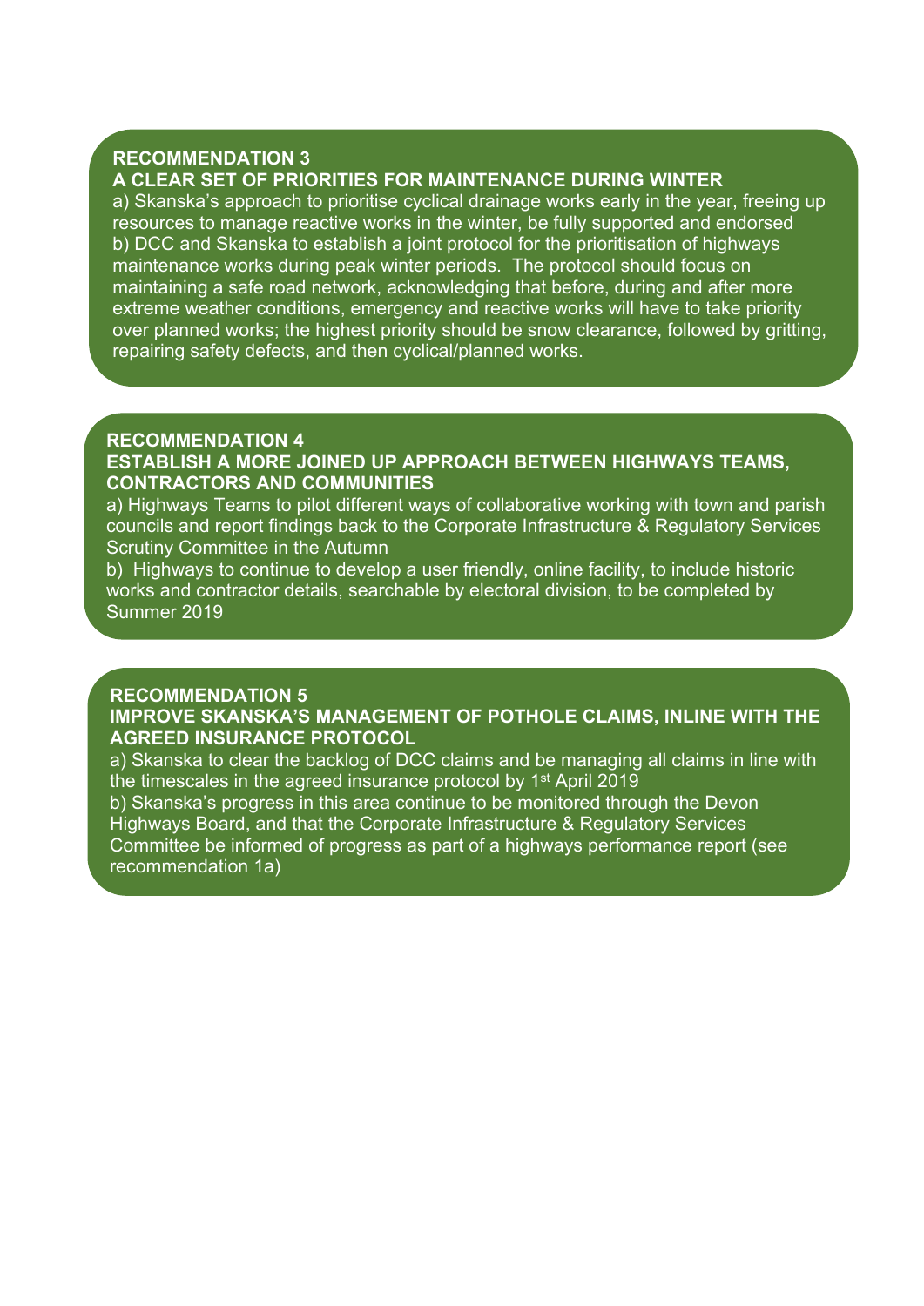## RECOMMENDATION 3

### A CLEAR SET OF PRIORITIES FOR MAINTENANCE DURING WINTER

a) Skanska's approach to prioritise cyclical drainage works early in the year, freeing up resources to manage reactive works in the winter, be fully supported and endorsed

b) DCC and Skanska to establish a joint protocol for the prioritisation of highways maintenance works during peak winter periods. The protocol should focus on maintaining a safe road network, acknowledging that before, during and after more extreme weather conditions, emergency and reactive works will have to take priority over planned works; the highest priority should be snow clearance, followed by gritting, repairing safety defects, and then cyclical/planned works.

## RECOMMENDATION 4

### ESTABLISH A MORE JOINED UP APPROACH BETWEEN HIGHWAYS TEAMS, CONTRACTORS AND COMMUNITIES

a) Highways Teams to pilot different ways of collaborative working with town and parish councils and report findings back to the Corporate Infrastructure & Regulatory Services Scrutiny Committee in the Autumn

b) Highways to continue to develop a user friendly, online facility, to include historic works and contractor details, searchable by electoral division, to be completed by Summer 2019

## RECOMMENDATION 5

### IMPROVE SKANSKA'S MANAGEMENT OF POTHOLE CLAIMS, INLINE WITH THE AGREED INSURANCE PROTOCOL

a) Skanska to clear the backlog of DCC claims and be managing all claims in line with the timescales in the agreed insurance protocol by 1st April 2019

b) Skanska's progress in this area continue to be monitored through the Devon Highways Board, and that the Corporate Infrastructure & Regulatory Services Committee be informed of progress as part of a highways performance report (see recommendation 1a)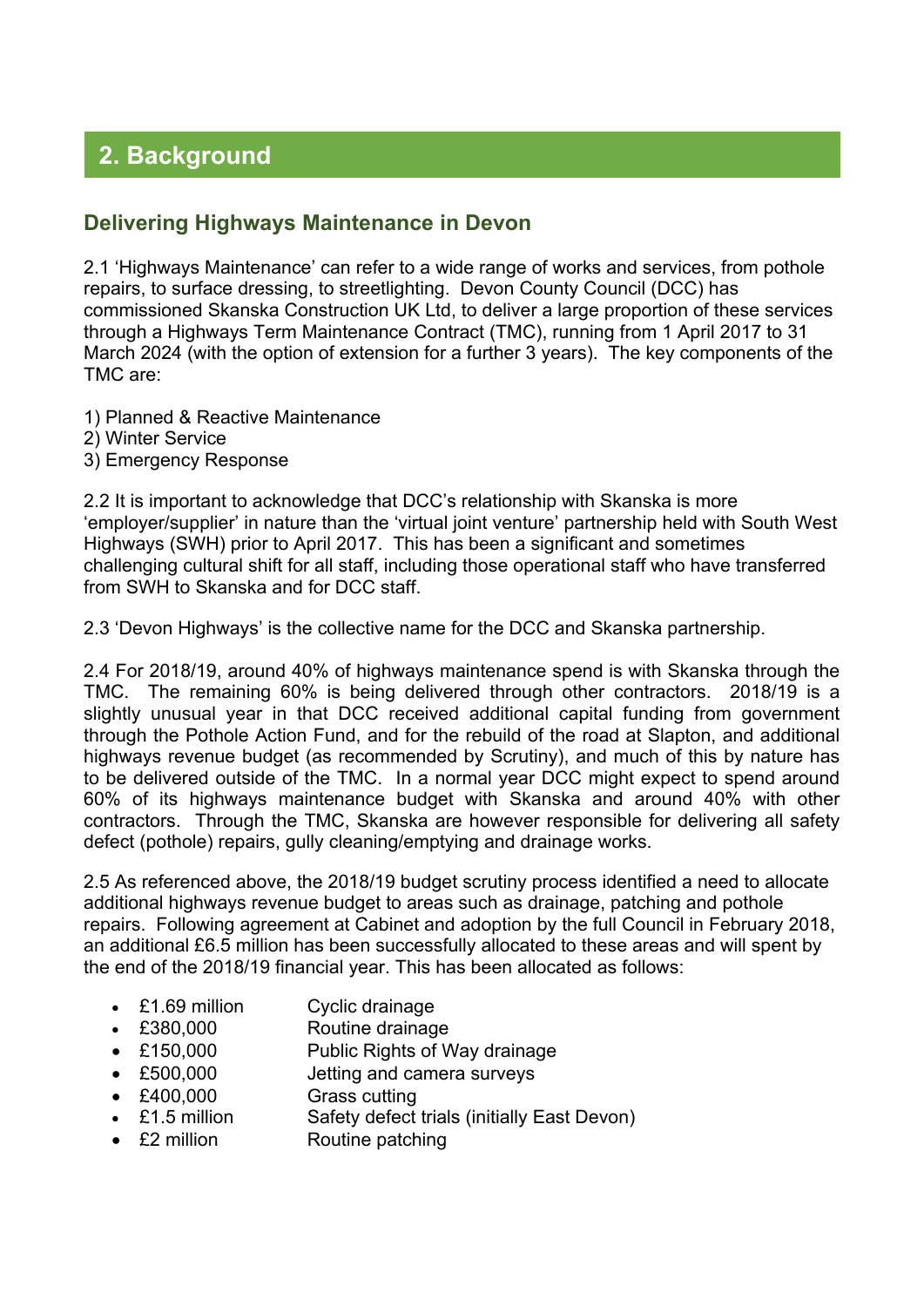## 2. Background

### Delivering Highways Maintenance in Devon

2.1 'Highways Maintenance' can refer to a wide range of works and services, from pothole repairs, to surface dressing, to streetlighting. Devon County Council (DCC) has commissioned Skanska Construction UK Ltd, to deliver a large proportion of these services through a Highways Term Maintenance Contract (TMC), running from 1 April 2017 to 31 March 2024 (with the option of extension for a further 3 years). The key components of the TMC are:

1) Planned & Reactive Maintenance
2) Winter Service
3) Emergency Response

2.2 It is important to acknowledge that DCC's relationship with Skanska is more 'employer/supplier' in nature than the 'virtual joint venture' partnership held with South West Highways (SWH) prior to April 2017. This has been a significant and sometimes challenging cultural shift for all staff, including those operational staff who have transferred from SWH to Skanska and for DCC staff.

2.3 'Devon Highways' is the collective name for the DCC and Skanska partnership.

2.4 For 2018/19, around 40% of highways maintenance spend is with Skanska through the TMC. The remaining 60% is being delivered through other contractors. 2018/19 is a slightly unusual year in that DCC received additional capital funding from government through the Pothole Action Fund, and for the rebuild of the road at Slapton, and additional highways revenue budget (as recommended by Scrutiny), and much of this by nature has to be delivered outside of the TMC. In a normal year DCC might expect to spend around 60% of its highways maintenance budget with Skanska and around 40% with other contractors. Through the TMC, Skanska are however responsible for delivering all safety defect (pothole) repairs, gully cleaning/emptying and drainage works.

2.5 As referenced above, the 2018/19 budget scrutiny process identified a need to allocate additional highways revenue budget to areas such as drainage, patching and pothole repairs. Following agreement at Cabinet and adoption by the full Council in February 2018, an additional £6.5 million has been successfully allocated to these areas and will spent by the end of the 2018/19 financial year. This has been allocated as follows:

- £1.69 million Cyclic drainage
- £380,000 Routine drainage
- £150,000 Public Rights of Way drainage
- £500,000 Jetting and camera surveys
- £400,000 Grass cutting
- £1.5 million Safety defect trials (initially East Devon)
- £2 million Routine patching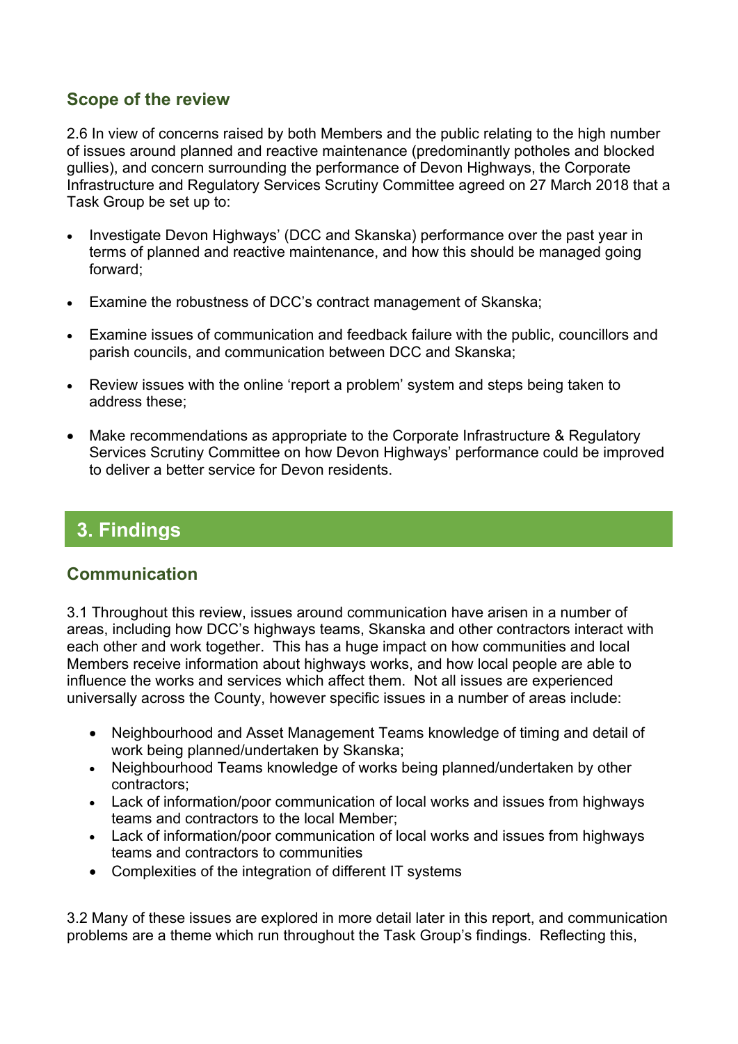## Scope of the review

2.6 In view of concerns raised by both Members and the public relating to the high number of issues around planned and reactive maintenance (predominantly potholes and blocked gullies), and concern surrounding the performance of Devon Highways, the Corporate Infrastructure and Regulatory Services Scrutiny Committee agreed on 27 March 2018 that a Task Group be set up to:

- Investigate Devon Highways' (DCC and Skanska) performance over the past year in terms of planned and reactive maintenance, and how this should be managed going forward;
- Examine the robustness of DCC's contract management of Skanska;
- Examine issues of communication and feedback failure with the public, councillors and parish councils, and communication between DCC and Skanska;
- Review issues with the online 'report a problem' system and steps being taken to address these;
- Make recommendations as appropriate to the Corporate Infrastructure & Regulatory Services Scrutiny Committee on how Devon Highways' performance could be improved to deliver a better service for Devon residents.

# 3. Findings

## Communication

3.1 Throughout this review, issues around communication have arisen in a number of areas, including how DCC's highways teams, Skanska and other contractors interact with each other and work together. This has a huge impact on how communities and local Members receive information about highways works, and how local people are able to influence the works and services which affect them. Not all issues are experienced universally across the County, however specific issues in a number of areas include:

- Neighbourhood and Asset Management Teams knowledge of timing and detail of work being planned/undertaken by Skanska;
- Neighbourhood Teams knowledge of works being planned/undertaken by other contractors;
- Lack of information/poor communication of local works and issues from highways teams and contractors to the local Member;
- Lack of information/poor communication of local works and issues from highways teams and contractors to communities
- Complexities of the integration of different IT systems

3.2 Many of these issues are explored in more detail later in this report, and communication problems are a theme which run throughout the Task Group's findings. Reflecting this,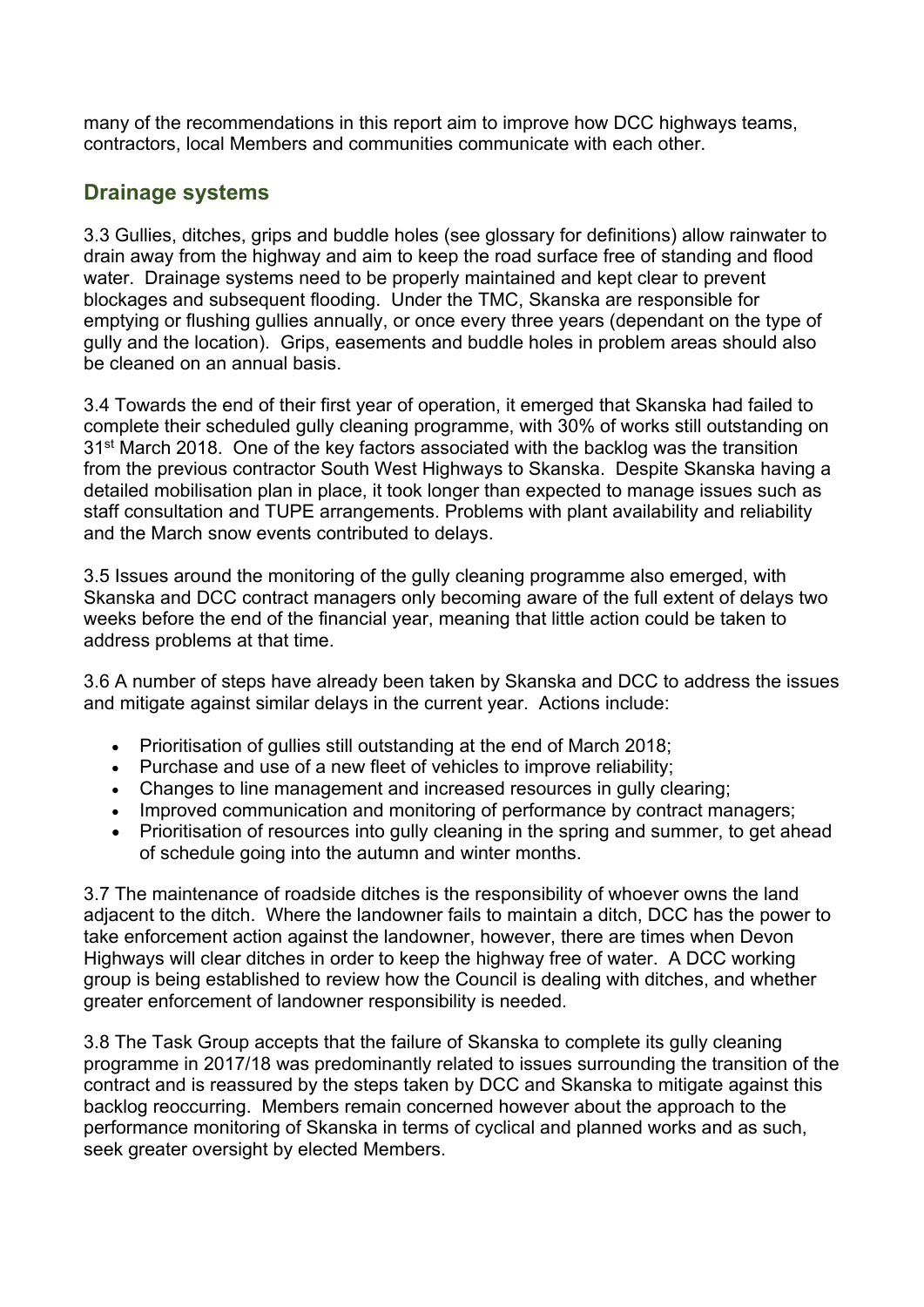many of the recommendations in this report aim to improve how DCC highways teams, contractors, local Members and communities communicate with each other.

## Drainage systems

3.3 Gullies, ditches, grips and buddle holes (see glossary for definitions) allow rainwater to drain away from the highway and aim to keep the road surface free of standing and flood water. Drainage systems need to be properly maintained and kept clear to prevent blockages and subsequent flooding. Under the TMC, Skanska are responsible for emptying or flushing gullies annually, or once every three years (dependant on the type of gully and the location). Grips, easements and buddle holes in problem areas should also be cleaned on an annual basis.

3.4 Towards the end of their first year of operation, it emerged that Skanska had failed to complete their scheduled gully cleaning programme, with 30% of works still outstanding on 31st March 2018. One of the key factors associated with the backlog was the transition from the previous contractor South West Highways to Skanska. Despite Skanska having a detailed mobilisation plan in place, it took longer than expected to manage issues such as staff consultation and TUPE arrangements. Problems with plant availability and reliability and the March snow events contributed to delays.

3.5 Issues around the monitoring of the gully cleaning programme also emerged, with Skanska and DCC contract managers only becoming aware of the full extent of delays two weeks before the end of the financial year, meaning that little action could be taken to address problems at that time.

3.6 A number of steps have already been taken by Skanska and DCC to address the issues and mitigate against similar delays in the current year. Actions include:

- Prioritisation of gullies still outstanding at the end of March 2018;
- Purchase and use of a new fleet of vehicles to improve reliability;
- Changes to line management and increased resources in gully clearing;
- Improved communication and monitoring of performance by contract managers;
- Prioritisation of resources into gully cleaning in the spring and summer, to get ahead of schedule going into the autumn and winter months.

3.7 The maintenance of roadside ditches is the responsibility of whoever owns the land adjacent to the ditch. Where the landowner fails to maintain a ditch, DCC has the power to take enforcement action against the landowner, however, there are times when Devon Highways will clear ditches in order to keep the highway free of water. A DCC working group is being established to review how the Council is dealing with ditches, and whether greater enforcement of landowner responsibility is needed.

3.8 The Task Group accepts that the failure of Skanska to complete its gully cleaning programme in 2017/18 was predominantly related to issues surrounding the transition of the contract and is reassured by the steps taken by DCC and Skanska to mitigate against this backlog reoccurring. Members remain concerned however about the approach to the performance monitoring of Skanska in terms of cyclical and planned works and as such, seek greater oversight by elected Members.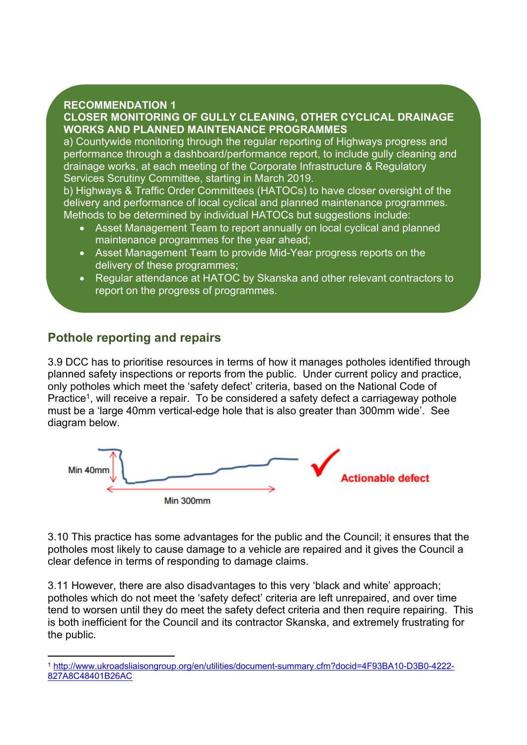**RECOMMENDATION 1**
**CLOSER MONITORING OF GULLY CLEANING, OTHER CYCLICAL DRAINAGE WORKS AND PLANNED MAINTENANCE PROGRAMMES**

a) Countywide monitoring through the regular reporting of Highways progress and performance through a dashboard/performance report, to include gully cleaning and drainage works, at each meeting of the Corporate Infrastructure & Regulatory Services Scrutiny Committee, starting in March 2019.

b) Highways & Traffic Order Committees (HATOCs) to have closer oversight of the delivery and performance of local cyclical and planned maintenance programmes. Methods to be determined by individual HATOCs but suggestions include:

- Asset Management Team to report annually on local cyclical and planned maintenance programmes for the year ahead;
- Asset Management Team to provide Mid-Year progress reports on the delivery of these programmes;
- Regular attendance at HATOC by Skanska and other relevant contractors to report on the progress of programmes.

## Pothole reporting and repairs

3.9 DCC has to prioritise resources in terms of how it manages potholes identified through planned safety inspections or reports from the public. Under current policy and practice, only potholes which meet the 'safety defect' criteria, based on the National Code of Practice[1], will receive a repair. To be considered a safety defect a carriageway pothole must be a 'large 40mm vertical-edge hole that is also greater than 300mm wide'. See diagram below.

Min 40mm

Min 300mm

Actionable defect

3.10 This practice has some advantages for the public and the Council; it ensures that the potholes most likely to cause damage to a vehicle are repaired and it gives the Council a clear defence in terms of responding to damage claims.

3.11 However, there are also disadvantages to this very 'black and white' approach; potholes which do not meet the 'safety defect' criteria are left unrepaired, and over time tend to worsen until they do meet the safety defect criteria and then require repairing. This is both inefficient for the Council and its contractor Skanska, and extremely frustrating for the public.

---

[1] http://www.ukroadsliaisongroup.org/en/utilities/document-summary.cfm?docid=4F93BA10-D3B0-4222-827A8C48401B26AC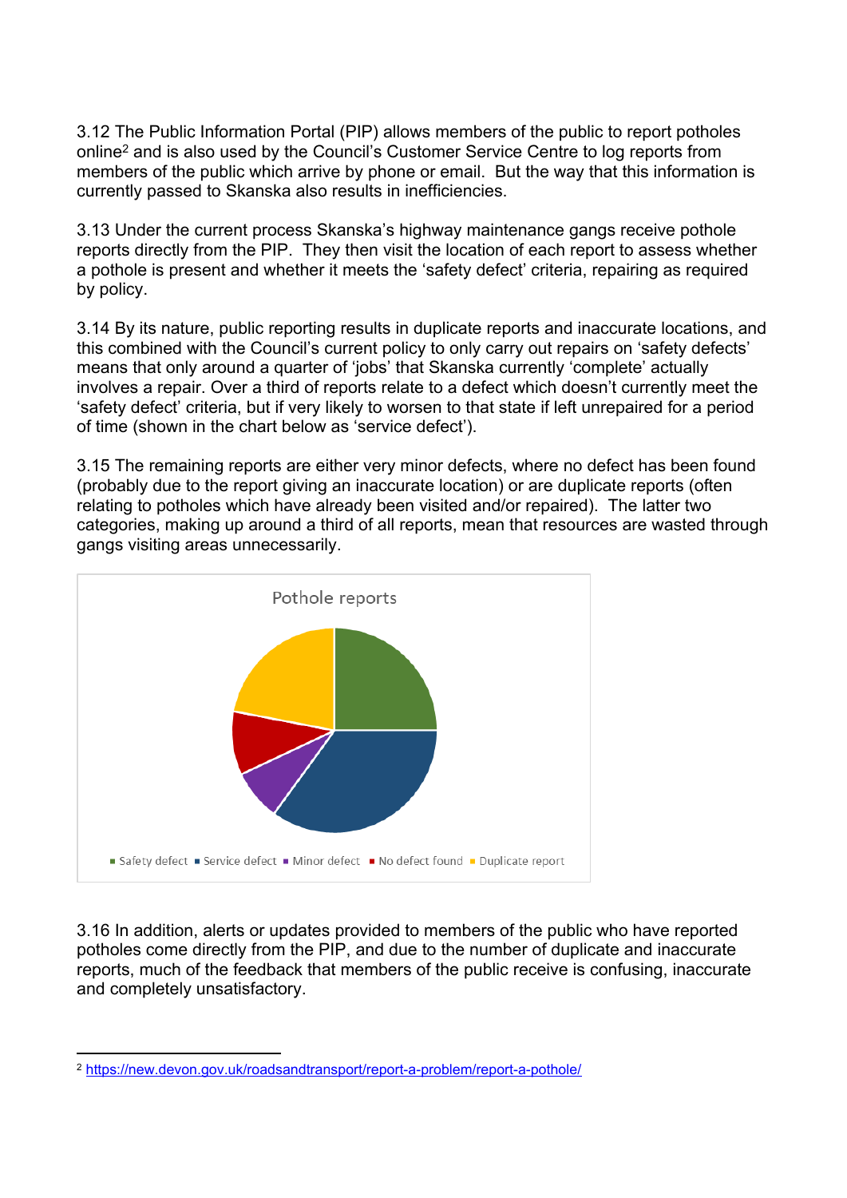3.12 The Public Information Portal (PIP) allows members of the public to report potholes online[2] and is also used by the Council's Customer Service Centre to log reports from members of the public which arrive by phone or email. But the way that this information is currently passed to Skanska also results in inefficiencies.

3.13 Under the current process Skanska's highway maintenance gangs receive pothole reports directly from the PIP. They then visit the location of each report to assess whether a pothole is present and whether it meets the 'safety defect' criteria, repairing as required by policy.

3.14 By its nature, public reporting results in duplicate reports and inaccurate locations, and this combined with the Council's current policy to only carry out repairs on 'safety defects' means that only around a quarter of 'jobs' that Skanska currently 'complete' actually involves a repair. Over a third of reports relate to a defect which doesn't currently meet the 'safety defect' criteria, but if very likely to worsen to that state if left unrepaired for a period of time (shown in the chart below as 'service defect').

3.15 The remaining reports are either very minor defects, where no defect has been found (probably due to the report giving an inaccurate location) or are duplicate reports (often relating to potholes which have already been visited and/or repaired). The latter two categories, making up around a third of all reports, mean that resources are wasted through gangs visiting areas unnecessarily.

Pothole reports

Safety defect · Service defect · Minor defect · No defect found · Duplicate report

3.16 In addition, alerts or updates provided to members of the public who have reported potholes come directly from the PIP, and due to the number of duplicate and inaccurate reports, much of the feedback that members of the public receive is confusing, inaccurate and completely unsatisfactory.

[2] https://new.devon.gov.uk/roadsandtransport/report-a-problem/report-a-pothole/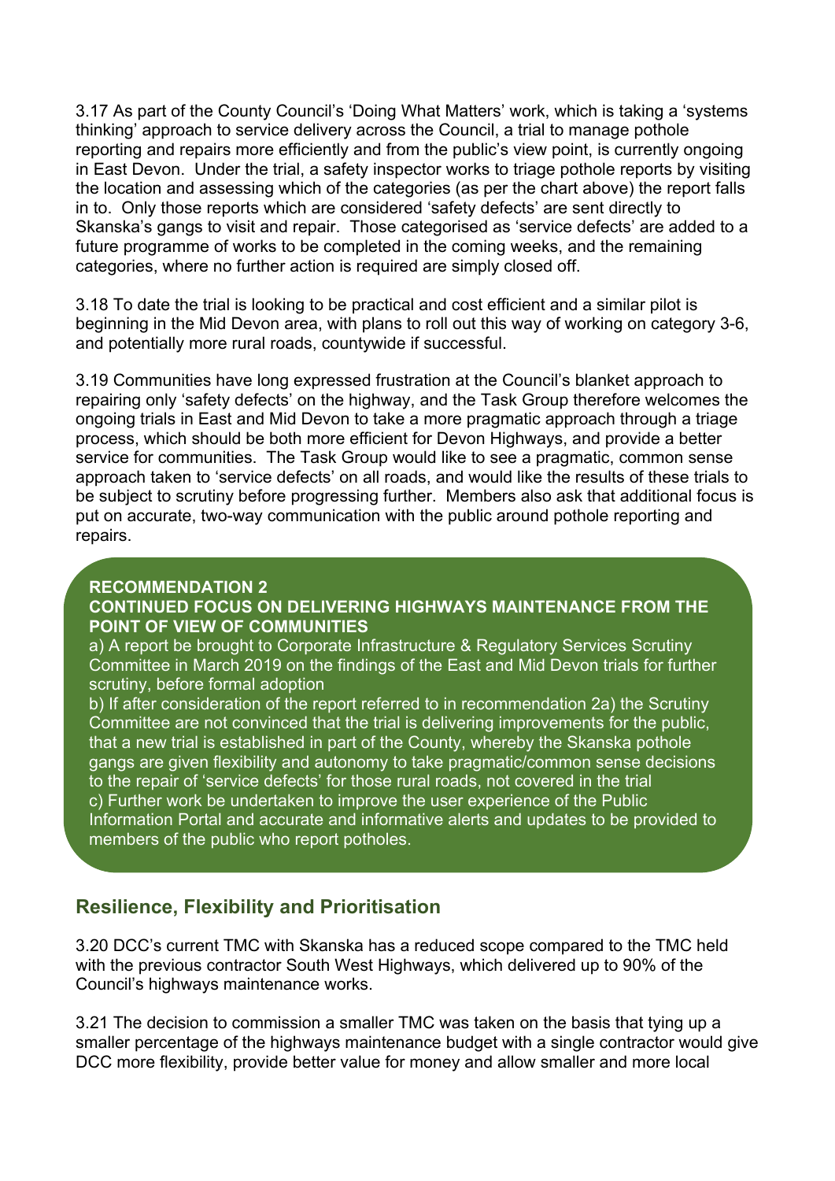3.17 As part of the County Council's 'Doing What Matters' work, which is taking a 'systems thinking' approach to service delivery across the Council, a trial to manage pothole reporting and repairs more efficiently and from the public's view point, is currently ongoing in East Devon. Under the trial, a safety inspector works to triage pothole reports by visiting the location and assessing which of the categories (as per the chart above) the report falls in to. Only those reports which are considered 'safety defects' are sent directly to Skanska's gangs to visit and repair. Those categorised as 'service defects' are added to a future programme of works to be completed in the coming weeks, and the remaining categories, where no further action is required are simply closed off.

3.18 To date the trial is looking to be practical and cost efficient and a similar pilot is beginning in the Mid Devon area, with plans to roll out this way of working on category 3-6, and potentially more rural roads, countywide if successful.

3.19 Communities have long expressed frustration at the Council's blanket approach to repairing only 'safety defects' on the highway, and the Task Group therefore welcomes the ongoing trials in East and Mid Devon to take a more pragmatic approach through a triage process, which should be both more efficient for Devon Highways, and provide a better service for communities. The Task Group would like to see a pragmatic, common sense approach taken to 'service defects' on all roads, and would like the results of these trials to be subject to scrutiny before progressing further. Members also ask that additional focus is put on accurate, two-way communication with the public around pothole reporting and repairs.

**RECOMMENDATION 2**
**CONTINUED FOCUS ON DELIVERING HIGHWAYS MAINTENANCE FROM THE POINT OF VIEW OF COMMUNITIES**

a) A report be brought to Corporate Infrastructure & Regulatory Services Scrutiny Committee in March 2019 on the findings of the East and Mid Devon trials for further scrutiny, before formal adoption

b) If after consideration of the report referred to in recommendation 2a) the Scrutiny Committee are not convinced that the trial is delivering improvements for the public, that a new trial is established in part of the County, whereby the Skanska pothole gangs are given flexibility and autonomy to take pragmatic/common sense decisions to the repair of 'service defects' for those rural roads, not covered in the trial

c) Further work be undertaken to improve the user experience of the Public Information Portal and accurate and informative alerts and updates to be provided to members of the public who report potholes.

## Resilience, Flexibility and Prioritisation

3.20 DCC's current TMC with Skanska has a reduced scope compared to the TMC held with the previous contractor South West Highways, which delivered up to 90% of the Council's highways maintenance works.

3.21 The decision to commission a smaller TMC was taken on the basis that tying up a smaller percentage of the highways maintenance budget with a single contractor would give DCC more flexibility, provide better value for money and allow smaller and more local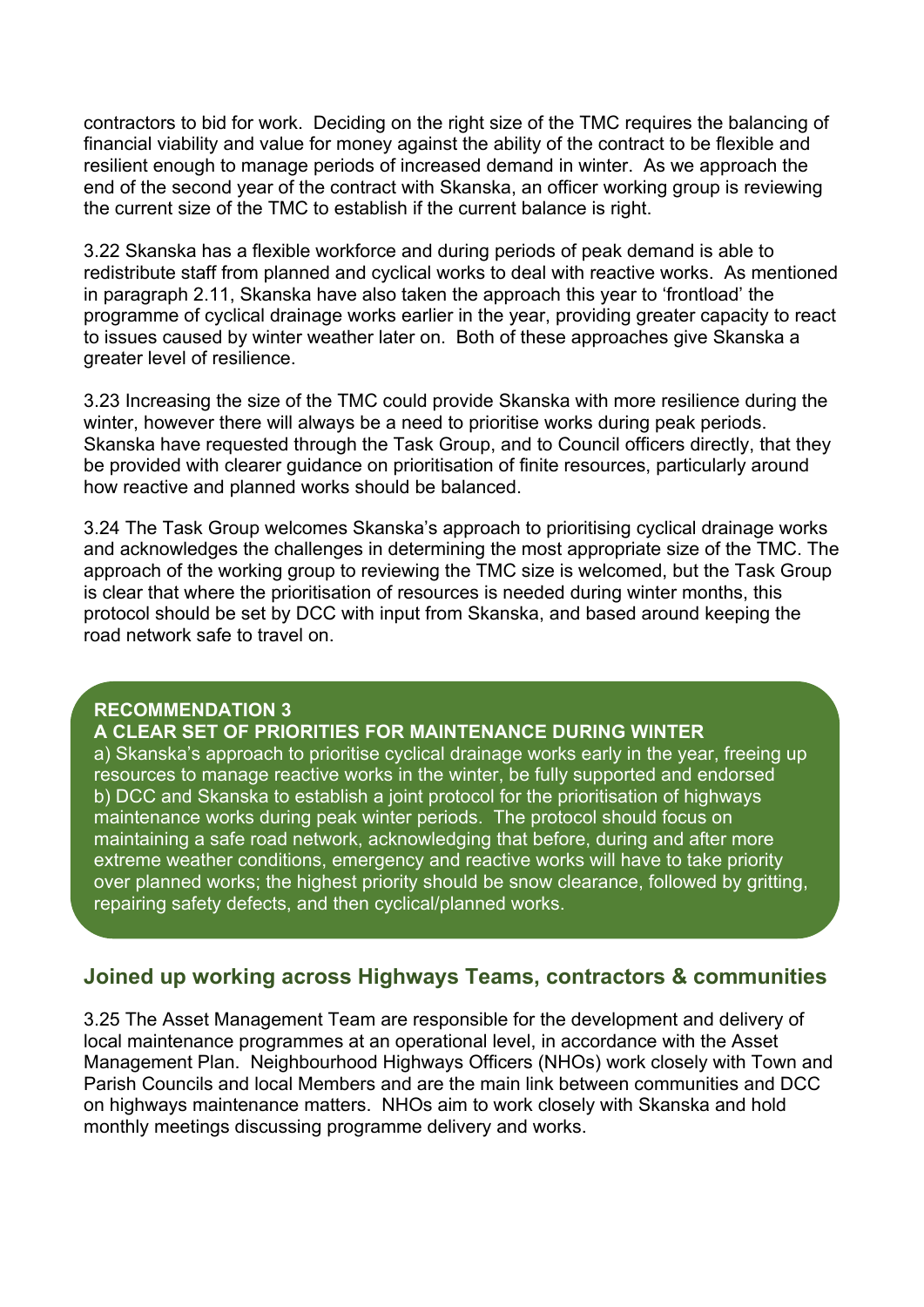contractors to bid for work. Deciding on the right size of the TMC requires the balancing of financial viability and value for money against the ability of the contract to be flexible and resilient enough to manage periods of increased demand in winter. As we approach the end of the second year of the contract with Skanska, an officer working group is reviewing the current size of the TMC to establish if the current balance is right.

3.22 Skanska has a flexible workforce and during periods of peak demand is able to redistribute staff from planned and cyclical works to deal with reactive works. As mentioned in paragraph 2.11, Skanska have also taken the approach this year to 'frontload' the programme of cyclical drainage works earlier in the year, providing greater capacity to react to issues caused by winter weather later on. Both of these approaches give Skanska a greater level of resilience.

3.23 Increasing the size of the TMC could provide Skanska with more resilience during the winter, however there will always be a need to prioritise works during peak periods. Skanska have requested through the Task Group, and to Council officers directly, that they be provided with clearer guidance on prioritisation of finite resources, particularly around how reactive and planned works should be balanced.

3.24 The Task Group welcomes Skanska's approach to prioritising cyclical drainage works and acknowledges the challenges in determining the most appropriate size of the TMC. The approach of the working group to reviewing the TMC size is welcomed, but the Task Group is clear that where the prioritisation of resources is needed during winter months, this protocol should be set by DCC with input from Skanska, and based around keeping the road network safe to travel on.

**RECOMMENDATION 3**
**A CLEAR SET OF PRIORITIES FOR MAINTENANCE DURING WINTER**

a) Skanska's approach to prioritise cyclical drainage works early in the year, freeing up resources to manage reactive works in the winter, be fully supported and endorsed
b) DCC and Skanska to establish a joint protocol for the prioritisation of highways maintenance works during peak winter periods. The protocol should focus on maintaining a safe road network, acknowledging that before, during and after more extreme weather conditions, emergency and reactive works will have to take priority over planned works; the highest priority should be snow clearance, followed by gritting, repairing safety defects, and then cyclical/planned works.

## Joined up working across Highways Teams, contractors & communities

3.25 The Asset Management Team are responsible for the development and delivery of local maintenance programmes at an operational level, in accordance with the Asset Management Plan. Neighbourhood Highways Officers (NHOs) work closely with Town and Parish Councils and local Members and are the main link between communities and DCC on highways maintenance matters. NHOs aim to work closely with Skanska and hold monthly meetings discussing programme delivery and works.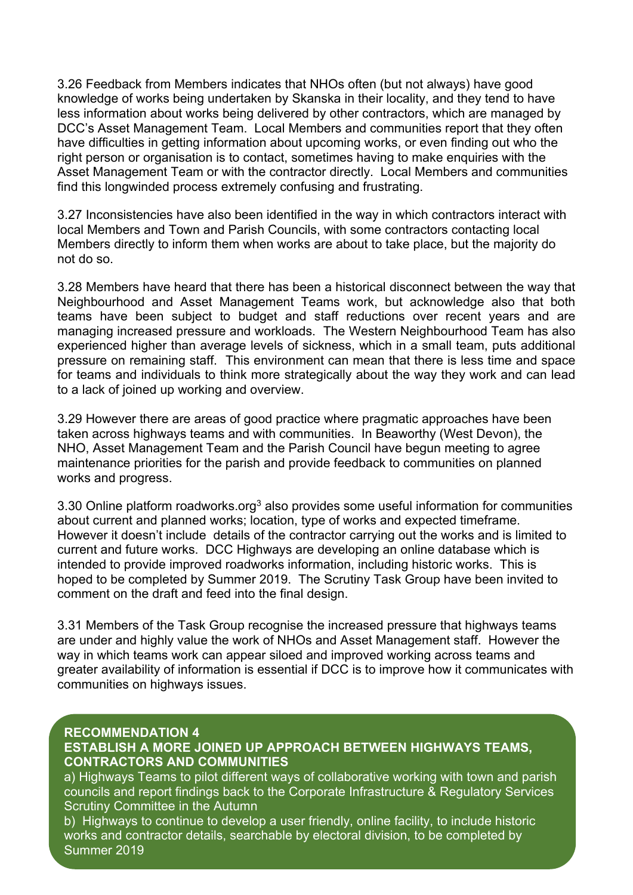3.26 Feedback from Members indicates that NHOs often (but not always) have good knowledge of works being undertaken by Skanska in their locality, and they tend to have less information about works being delivered by other contractors, which are managed by DCC's Asset Management Team. Local Members and communities report that they often have difficulties in getting information about upcoming works, or even finding out who the right person or organisation is to contact, sometimes having to make enquiries with the Asset Management Team or with the contractor directly. Local Members and communities find this longwinded process extremely confusing and frustrating.

3.27 Inconsistencies have also been identified in the way in which contractors interact with local Members and Town and Parish Councils, with some contractors contacting local Members directly to inform them when works are about to take place, but the majority do not do so.

3.28 Members have heard that there has been a historical disconnect between the way that Neighbourhood and Asset Management Teams work, but acknowledge also that both teams have been subject to budget and staff reductions over recent years and are managing increased pressure and workloads. The Western Neighbourhood Team has also experienced higher than average levels of sickness, which in a small team, puts additional pressure on remaining staff. This environment can mean that there is less time and space for teams and individuals to think more strategically about the way they work and can lead to a lack of joined up working and overview.

3.29 However there are areas of good practice where pragmatic approaches have been taken across highways teams and with communities. In Beaworthy (West Devon), the NHO, Asset Management Team and the Parish Council have begun meeting to agree maintenance priorities for the parish and provide feedback to communities on planned works and progress.

3.30 Online platform roadworks.org[3] also provides some useful information for communities about current and planned works; location, type of works and expected timeframe. However it doesn't include details of the contractor carrying out the works and is limited to current and future works. DCC Highways are developing an online database which is intended to provide improved roadworks information, including historic works. This is hoped to be completed by Summer 2019. The Scrutiny Task Group have been invited to comment on the draft and feed into the final design.

3.31 Members of the Task Group recognise the increased pressure that highways teams are under and highly value the work of NHOs and Asset Management staff. However the way in which teams work can appear siloed and improved working across teams and greater availability of information is essential if DCC is to improve how it communicates with communities on highways issues.

**RECOMMENDATION 4**
**ESTABLISH A MORE JOINED UP APPROACH BETWEEN HIGHWAYS TEAMS, CONTRACTORS AND COMMUNITIES**

a) Highways Teams to pilot different ways of collaborative working with town and parish councils and report findings back to the Corporate Infrastructure & Regulatory Services Scrutiny Committee in the Autumn

b) Highways to continue to develop a user friendly, online facility, to include historic works and contractor details, searchable by electoral division, to be completed by Summer 2019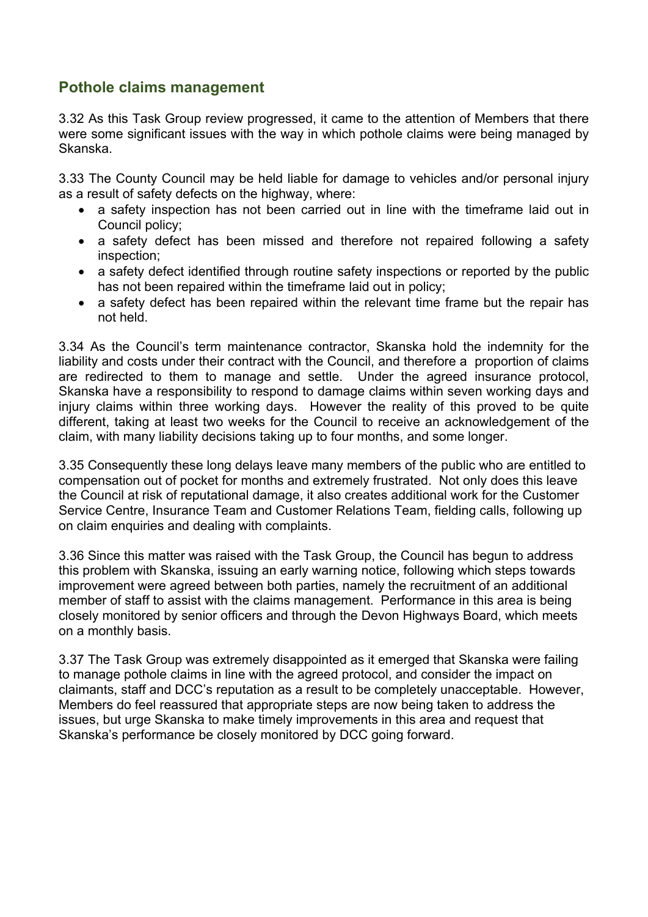## Pothole claims management

3.32 As this Task Group review progressed, it came to the attention of Members that there were some significant issues with the way in which pothole claims were being managed by Skanska.

3.33 The County Council may be held liable for damage to vehicles and/or personal injury as a result of safety defects on the highway, where:

- a safety inspection has not been carried out in line with the timeframe laid out in Council policy;
- a safety defect has been missed and therefore not repaired following a safety inspection;
- a safety defect identified through routine safety inspections or reported by the public has not been repaired within the timeframe laid out in policy;
- a safety defect has been repaired within the relevant time frame but the repair has not held.

3.34 As the Council's term maintenance contractor, Skanska hold the indemnity for the liability and costs under their contract with the Council, and therefore a proportion of claims are redirected to them to manage and settle. Under the agreed insurance protocol, Skanska have a responsibility to respond to damage claims within seven working days and injury claims within three working days. However the reality of this proved to be quite different, taking at least two weeks for the Council to receive an acknowledgement of the claim, with many liability decisions taking up to four months, and some longer.

3.35 Consequently these long delays leave many members of the public who are entitled to compensation out of pocket for months and extremely frustrated. Not only does this leave the Council at risk of reputational damage, it also creates additional work for the Customer Service Centre, Insurance Team and Customer Relations Team, fielding calls, following up on claim enquiries and dealing with complaints.

3.36 Since this matter was raised with the Task Group, the Council has begun to address this problem with Skanska, issuing an early warning notice, following which steps towards improvement were agreed between both parties, namely the recruitment of an additional member of staff to assist with the claims management. Performance in this area is being closely monitored by senior officers and through the Devon Highways Board, which meets on a monthly basis.

3.37 The Task Group was extremely disappointed as it emerged that Skanska were failing to manage pothole claims in line with the agreed protocol, and consider the impact on claimants, staff and DCC's reputation as a result to be completely unacceptable. However, Members do feel reassured that appropriate steps are now being taken to address the issues, but urge Skanska to make timely improvements in this area and request that Skanska's performance be closely monitored by DCC going forward.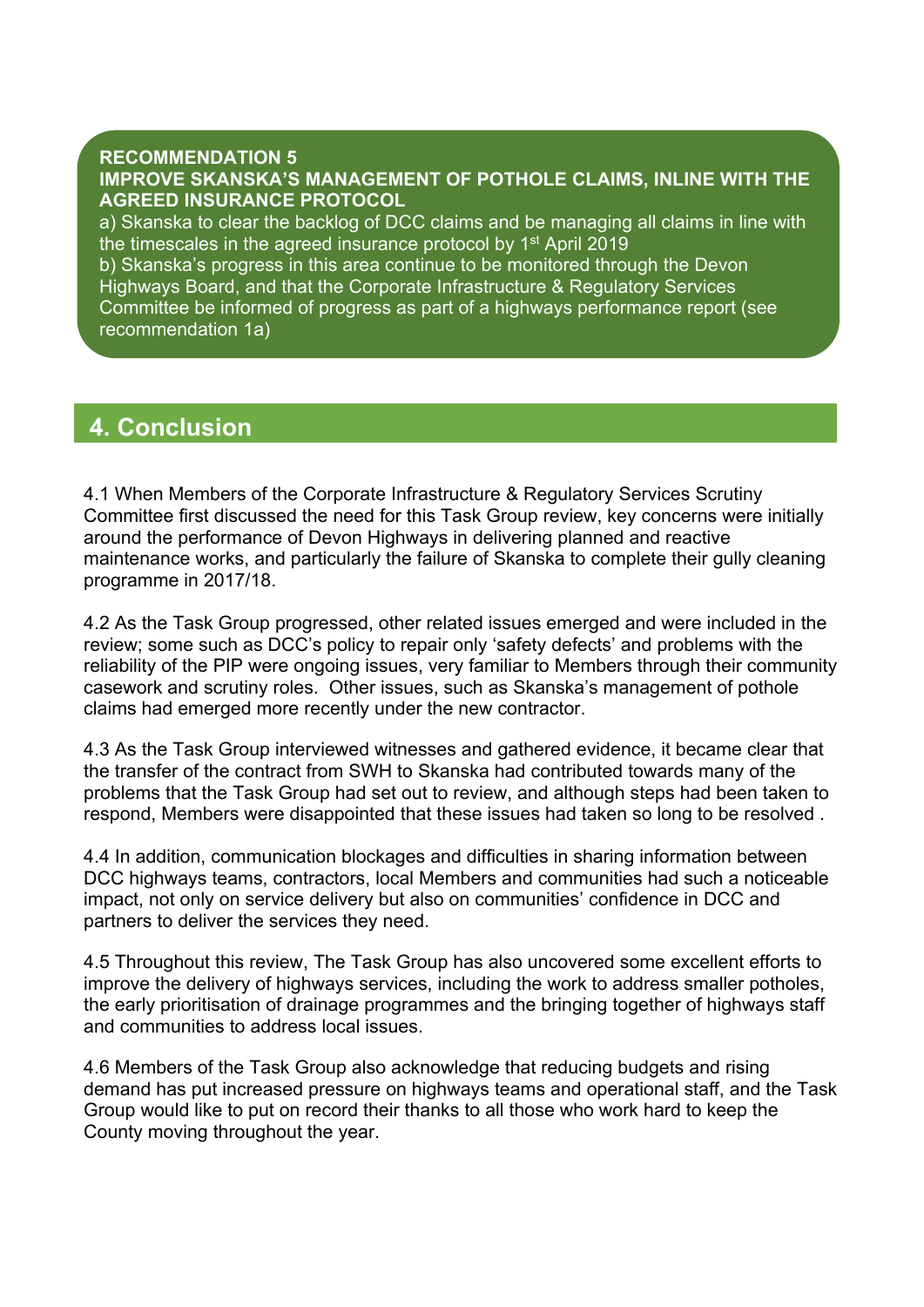**RECOMMENDATION 5**
**IMPROVE SKANSKA'S MANAGEMENT OF POTHOLE CLAIMS, INLINE WITH THE AGREED INSURANCE PROTOCOL**

a) Skanska to clear the backlog of DCC claims and be managing all claims in line with the timescales in the agreed insurance protocol by 1st April 2019

b) Skanska's progress in this area continue to be monitored through the Devon Highways Board, and that the Corporate Infrastructure & Regulatory Services Committee be informed of progress as part of a highways performance report (see recommendation 1a)

## 4. Conclusion

4.1 When Members of the Corporate Infrastructure & Regulatory Services Scrutiny Committee first discussed the need for this Task Group review, key concerns were initially around the performance of Devon Highways in delivering planned and reactive maintenance works, and particularly the failure of Skanska to complete their gully cleaning programme in 2017/18.

4.2 As the Task Group progressed, other related issues emerged and were included in the review; some such as DCC's policy to repair only 'safety defects' and problems with the reliability of the PIP were ongoing issues, very familiar to Members through their community casework and scrutiny roles. Other issues, such as Skanska's management of pothole claims had emerged more recently under the new contractor.

4.3 As the Task Group interviewed witnesses and gathered evidence, it became clear that the transfer of the contract from SWH to Skanska had contributed towards many of the problems that the Task Group had set out to review, and although steps had been taken to respond, Members were disappointed that these issues had taken so long to be resolved .

4.4 In addition, communication blockages and difficulties in sharing information between DCC highways teams, contractors, local Members and communities had such a noticeable impact, not only on service delivery but also on communities' confidence in DCC and partners to deliver the services they need.

4.5 Throughout this review, The Task Group has also uncovered some excellent efforts to improve the delivery of highways services, including the work to address smaller potholes, the early prioritisation of drainage programmes and the bringing together of highways staff and communities to address local issues.

4.6 Members of the Task Group also acknowledge that reducing budgets and rising demand has put increased pressure on highways teams and operational staff, and the Task Group would like to put on record their thanks to all those who work hard to keep the County moving throughout the year.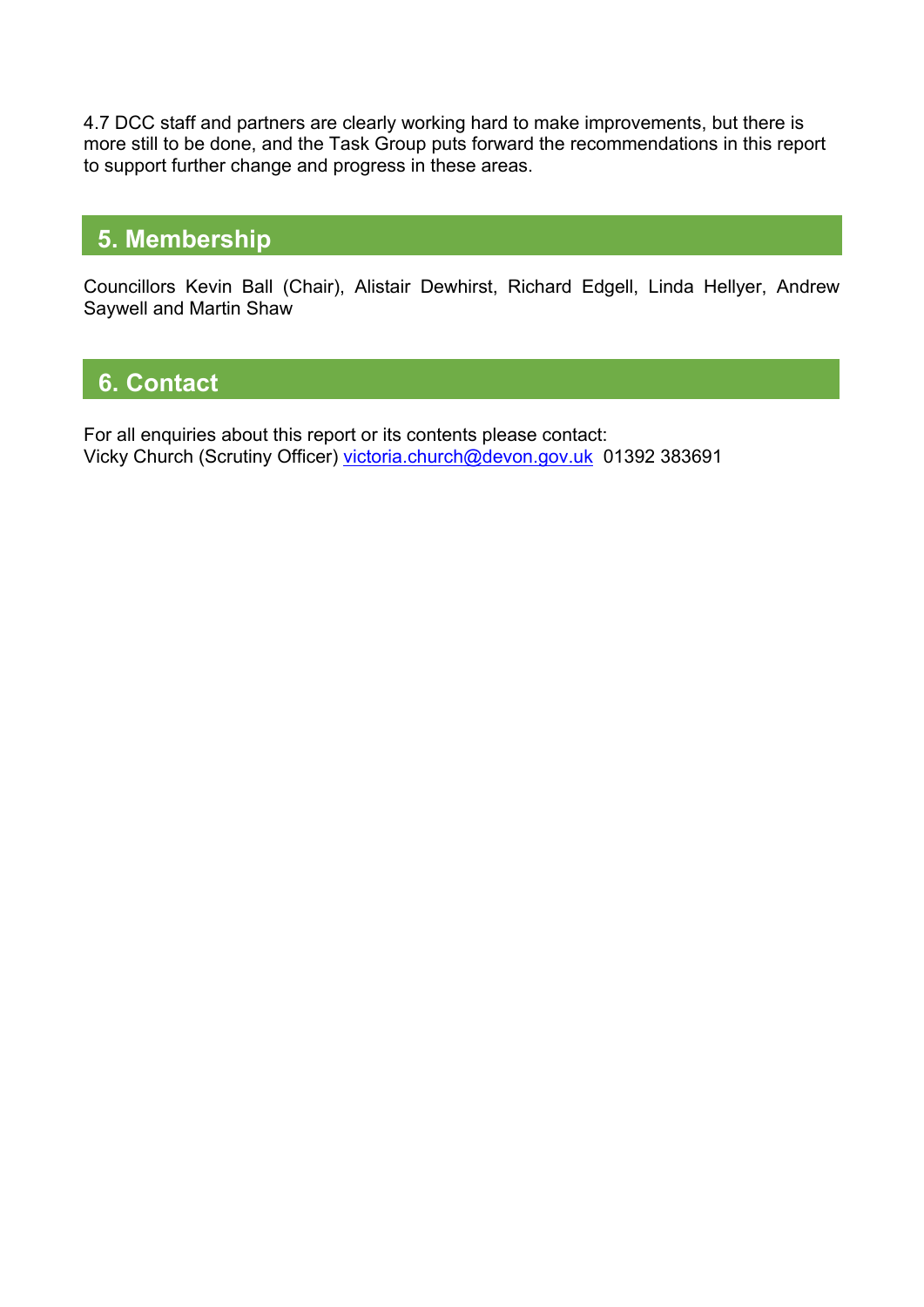4.7 DCC staff and partners are clearly working hard to make improvements, but there is more still to be done, and the Task Group puts forward the recommendations in this report to support further change and progress in these areas.

## 5. Membership

Councillors Kevin Ball (Chair), Alistair Dewhirst, Richard Edgell, Linda Hellyer, Andrew Saywell and Martin Shaw

## 6. Contact

For all enquiries about this report or its contents please contact:
Vicky Church (Scrutiny Officer) victoria.church@devon.gov.uk 01392 383691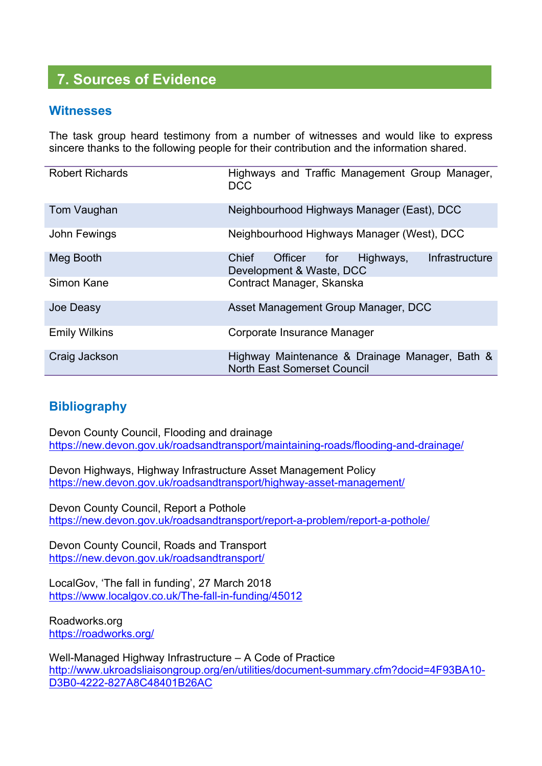## 7. Sources of Evidence

### Witnesses

The task group heard testimony from a number of witnesses and would like to express sincere thanks to the following people for their contribution and the information shared.

| Name | Role |
|---|---|
| Robert Richards | Highways and Traffic Management Group Manager, DCC |
| Tom Vaughan | Neighbourhood Highways Manager (East), DCC |
| John Fewings | Neighbourhood Highways Manager (West), DCC |
| Meg Booth | Chief Officer for Highways, Infrastructure Development & Waste, DCC |
| Simon Kane | Contract Manager, Skanska |
| Joe Deasy | Asset Management Group Manager, DCC |
| Emily Wilkins | Corporate Insurance Manager |
| Craig Jackson | Highway Maintenance & Drainage Manager, Bath & North East Somerset Council |

### Bibliography

Devon County Council, Flooding and drainage
https://new.devon.gov.uk/roadsandtransport/maintaining-roads/flooding-and-drainage/

Devon Highways, Highway Infrastructure Asset Management Policy
https://new.devon.gov.uk/roadsandtransport/highway-asset-management/

Devon County Council, Report a Pothole
https://new.devon.gov.uk/roadsandtransport/report-a-problem/report-a-pothole/

Devon County Council, Roads and Transport
https://new.devon.gov.uk/roadsandtransport/

LocalGov, 'The fall in funding', 27 March 2018
https://www.localgov.co.uk/The-fall-in-funding/45012

Roadworks.org
https://roadworks.org/

Well-Managed Highway Infrastructure – A Code of Practice
http://www.ukroadsliaisongroup.org/en/utilities/document-summary.cfm?docid=4F93BA10-D3B0-4222-827A8C48401B26AC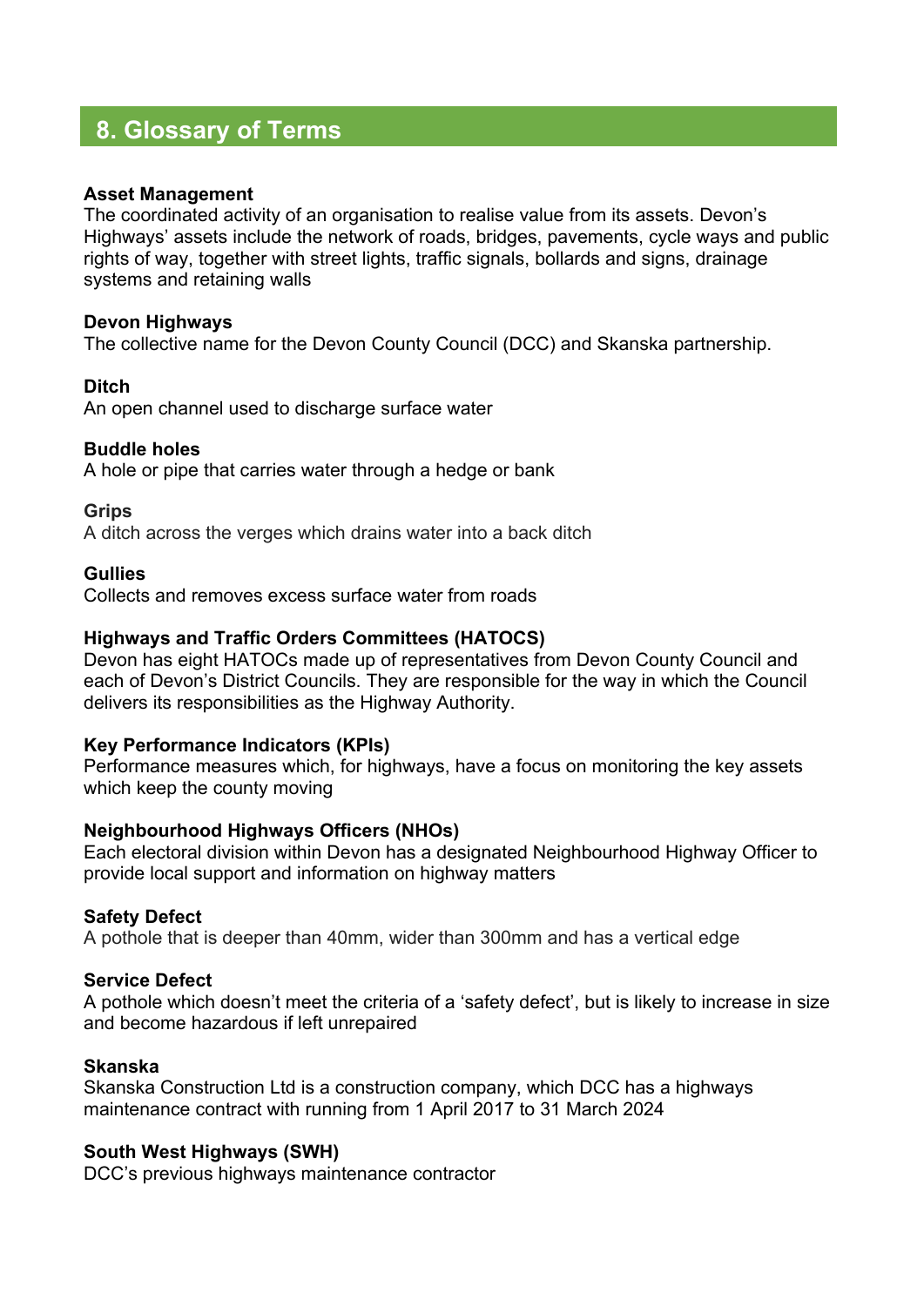## 8. Glossary of Terms

**Asset Management**
The coordinated activity of an organisation to realise value from its assets. Devon's Highways' assets include the network of roads, bridges, pavements, cycle ways and public rights of way, together with street lights, traffic signals, bollards and signs, drainage systems and retaining walls

**Devon Highways**
The collective name for the Devon County Council (DCC) and Skanska partnership.

**Ditch**
An open channel used to discharge surface water

**Buddle holes**
A hole or pipe that carries water through a hedge or bank

**Grips**
A ditch across the verges which drains water into a back ditch

**Gullies**
Collects and removes excess surface water from roads

**Highways and Traffic Orders Committees (HATOCS)**
Devon has eight HATOCs made up of representatives from Devon County Council and each of Devon's District Councils. They are responsible for the way in which the Council delivers its responsibilities as the Highway Authority.

**Key Performance Indicators (KPIs)**
Performance measures which, for highways, have a focus on monitoring the key assets which keep the county moving

**Neighbourhood Highways Officers (NHOs)**
Each electoral division within Devon has a designated Neighbourhood Highway Officer to provide local support and information on highway matters

**Safety Defect**
A pothole that is deeper than 40mm, wider than 300mm and has a vertical edge

**Service Defect**
A pothole which doesn't meet the criteria of a 'safety defect', but is likely to increase in size and become hazardous if left unrepaired

**Skanska**
Skanska Construction Ltd is a construction company, which DCC has a highways maintenance contract with running from 1 April 2017 to 31 March 2024

**South West Highways (SWH)**
DCC's previous highways maintenance contractor